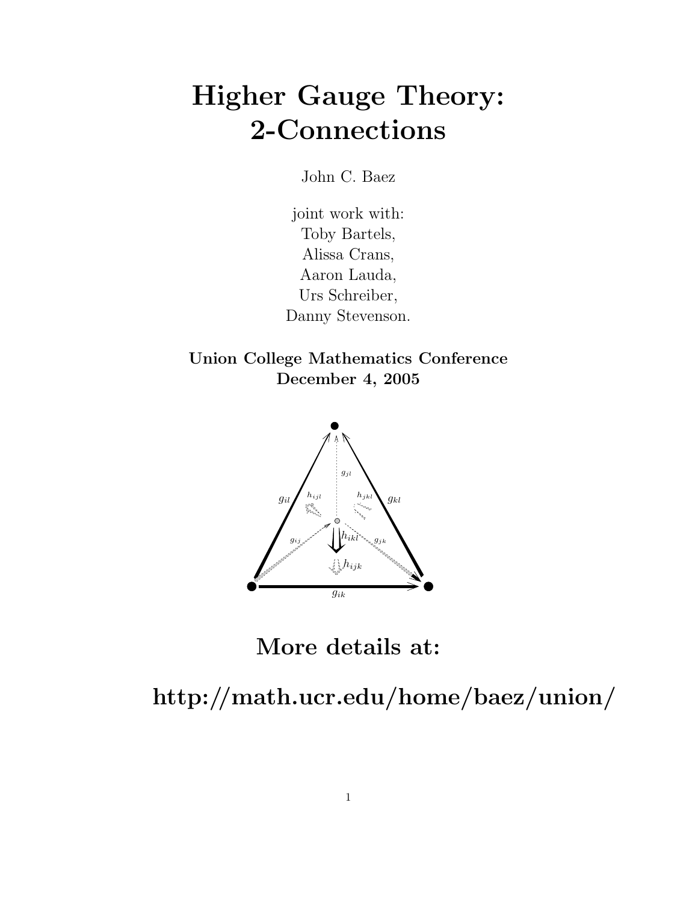# Higher Gauge Theory: 2-Connections

John C. Baez

joint work with:
Toby Bartels,
Alissa Crans,
Aaron Lauda,
Urs Schreiber,
Danny Stevenson.

**Union College Mathematics Conference**
**December 4, 2005**

## More details at:

## http://math.ucr.edu/home/baez/union/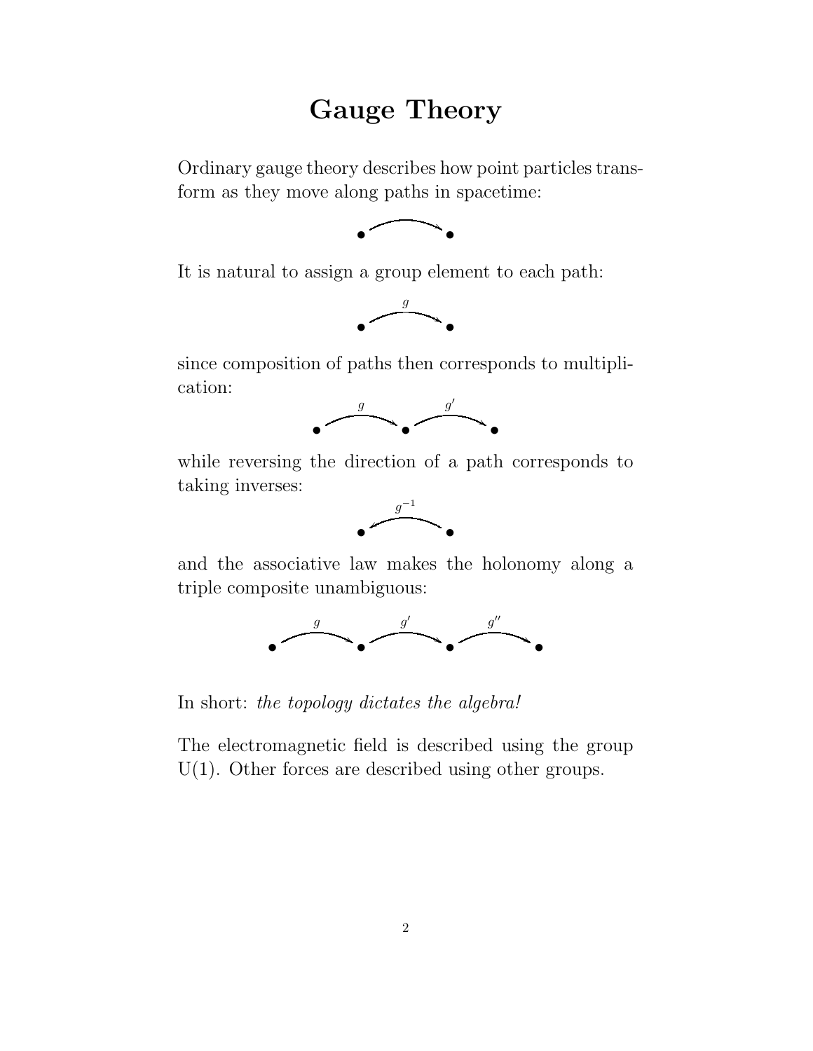# Gauge Theory

Ordinary gauge theory describes how point particles transform as they move along paths in spacetime:

It is natural to assign a group element to each path:

$g$

since composition of paths then corresponds to multiplication:

$g$ $g'$

while reversing the direction of a path corresponds to taking inverses:

$g^{-1}$

and the associative law makes the holonomy along a triple composite unambiguous:

$g$ $g'$ $g''$

In short: *the topology dictates the algebra!*

The electromagnetic field is described using the group U(1). Other forces are described using other groups.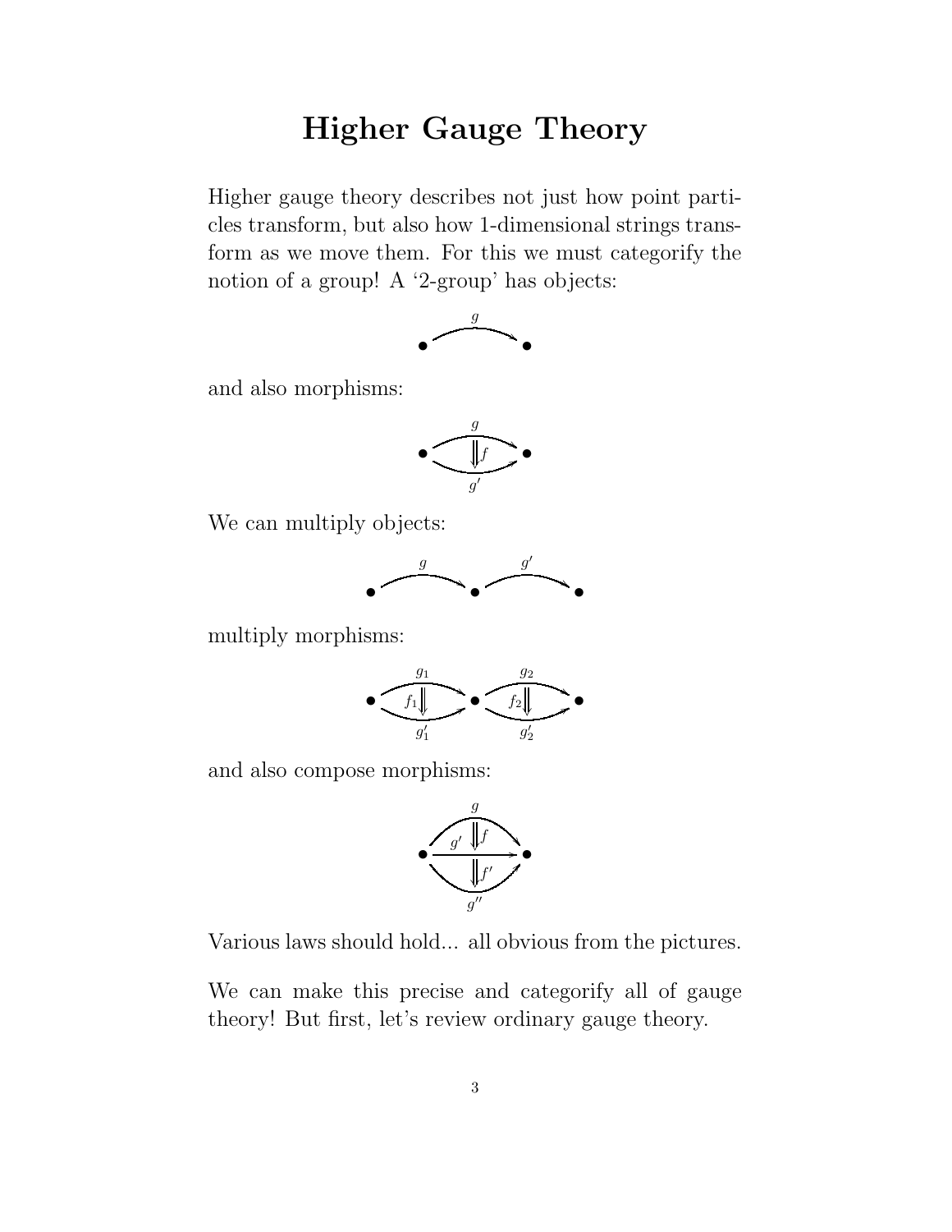# Higher Gauge Theory

Higher gauge theory describes not just how point particles transform, but also how 1-dimensional strings transform as we move them. For this we must categorify the notion of a group! A '2-group' has objects:

and also morphisms:

We can multiply objects:

multiply morphisms:

and also compose morphisms:

Various laws should hold... all obvious from the pictures.

We can make this precise and categorify all of gauge theory! But first, let's review ordinary gauge theory.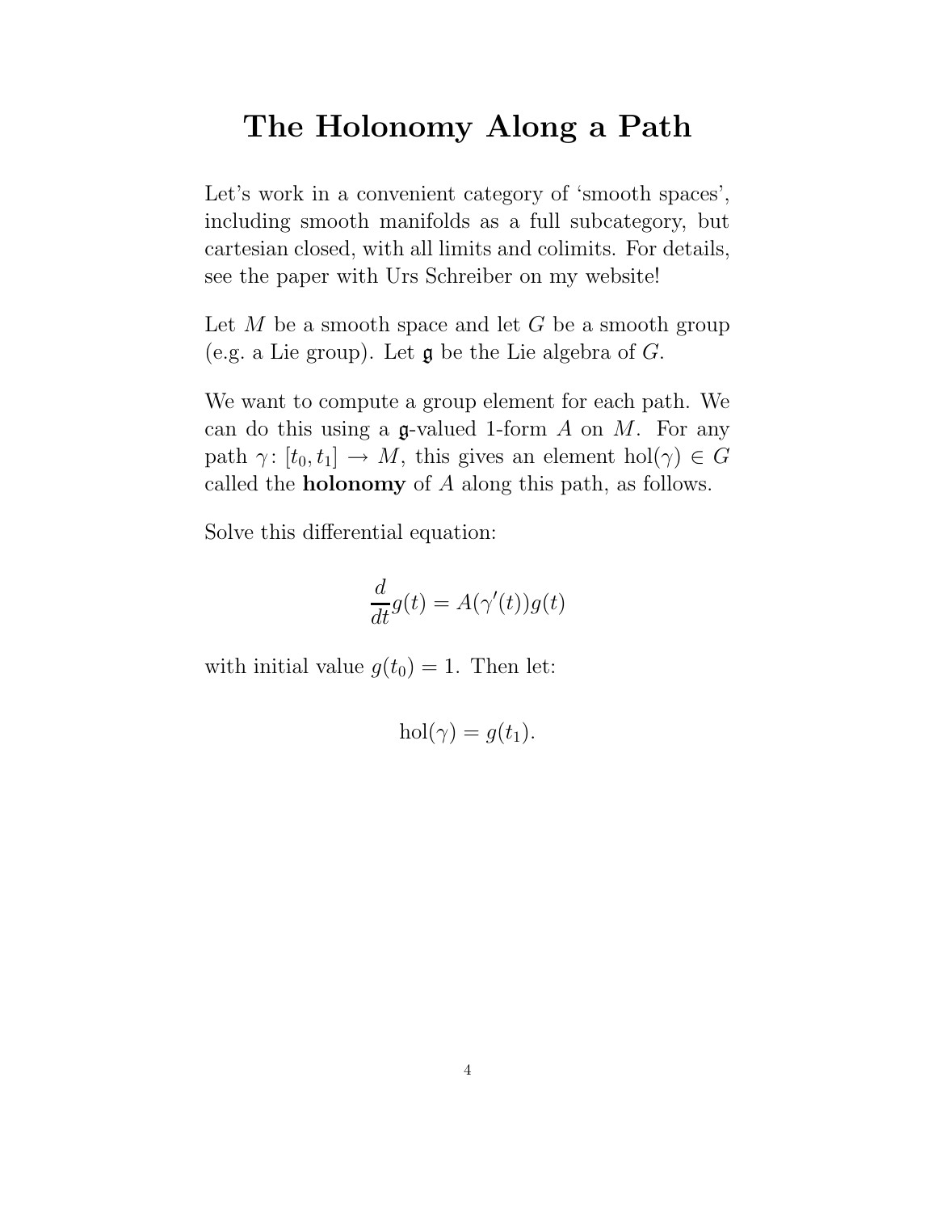# The Holonomy Along a Path

Let's work in a convenient category of 'smooth spaces', including smooth manifolds as a full subcategory, but cartesian closed, with all limits and colimits. For details, see the paper with Urs Schreiber on my website!

Let $M$ be a smooth space and let $G$ be a smooth group (e.g. a Lie group). Let $\mathfrak{g}$ be the Lie algebra of $G$.

We want to compute a group element for each path. We can do this using a $\mathfrak{g}$-valued 1-form $A$ on $M$. For any path $\gamma \colon [t_0, t_1] \to M$, this gives an element $\mathrm{hol}(\gamma) \in G$ called the **holonomy** of $A$ along this path, as follows.

Solve this differential equation:

$$\frac{d}{dt} g(t) = A(\gamma'(t)) g(t)$$

with initial value $g(t_0) = 1$. Then let:

$$\mathrm{hol}(\gamma) = g(t_1).$$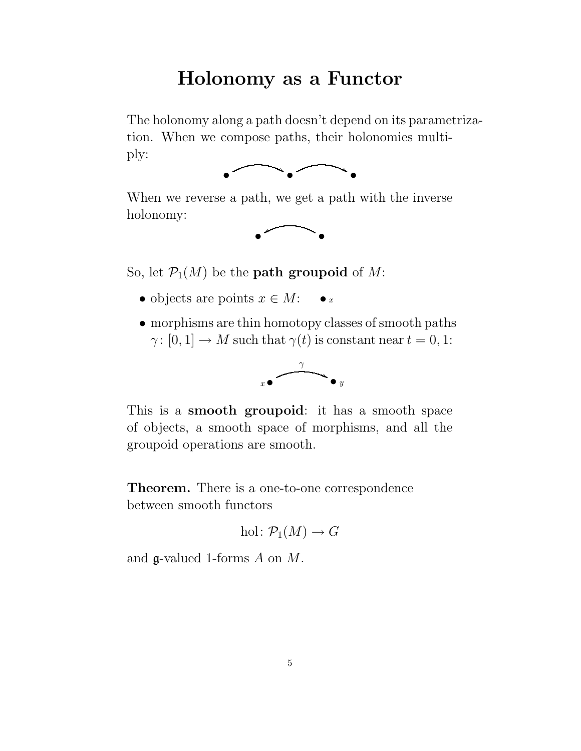# Holonomy as a Functor

The holonomy along a path doesn't depend on its parametrization. When we compose paths, their holonomies multiply:

When we reverse a path, we get a path with the inverse holonomy:

So, let $\mathcal{P}_1(M)$ be the **path groupoid** of $M$:

- objects are points $x \in M$: $\bullet_x$
- morphisms are thin homotopy classes of smooth paths $\gamma \colon [0,1] \to M$ such that $\gamma(t)$ is constant near $t = 0, 1$:

$$x \bullet \xrightarrow{\gamma} \bullet\, y$$

This is a **smooth groupoid**: it has a smooth space of objects, a smooth space of morphisms, and all the groupoid operations are smooth.

**Theorem.** There is a one-to-one correspondence between smooth functors

$$\mathrm{hol} \colon \mathcal{P}_1(M) \to G$$

and $\mathfrak{g}$-valued 1-forms $A$ on $M$.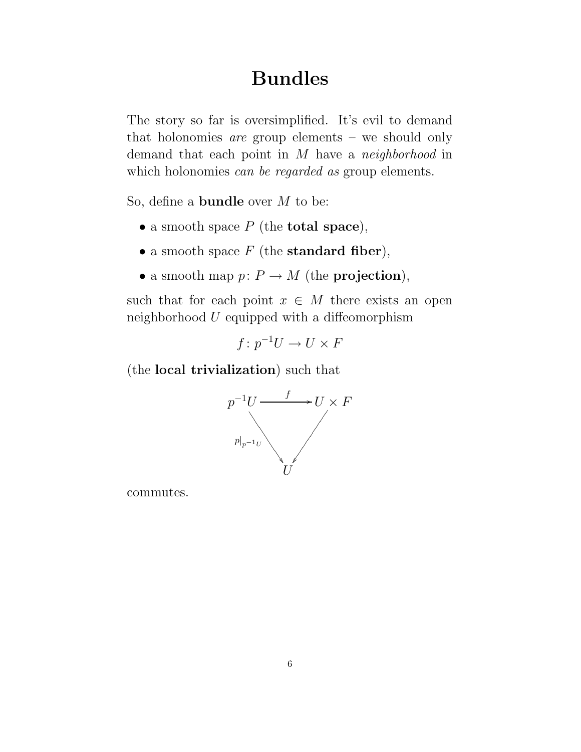# Bundles

The story so far is oversimplified. It's evil to demand that holonomies *are* group elements – we should only demand that each point in $M$ have a *neighborhood* in which holonomies *can be regarded as* group elements.

So, define a **bundle** over $M$ to be:

- a smooth space $P$ (the **total space**),
- a smooth space $F$ (the **standard fiber**),
- a smooth map $p\colon P \to M$ (the **projection**),

such that for each point $x \in M$ there exists an open neighborhood $U$ equipped with a diffeomorphism

$$f\colon p^{-1}U \to U \times F$$

(the **local trivialization**) such that

$$\begin{array}{ccc} p^{-1}U & \xrightarrow{\quad f \quad} & U \times F \\ & {\scriptstyle p|_{p^{-1}U}} \searrow \quad \swarrow & \\ & U & \end{array}$$

commutes.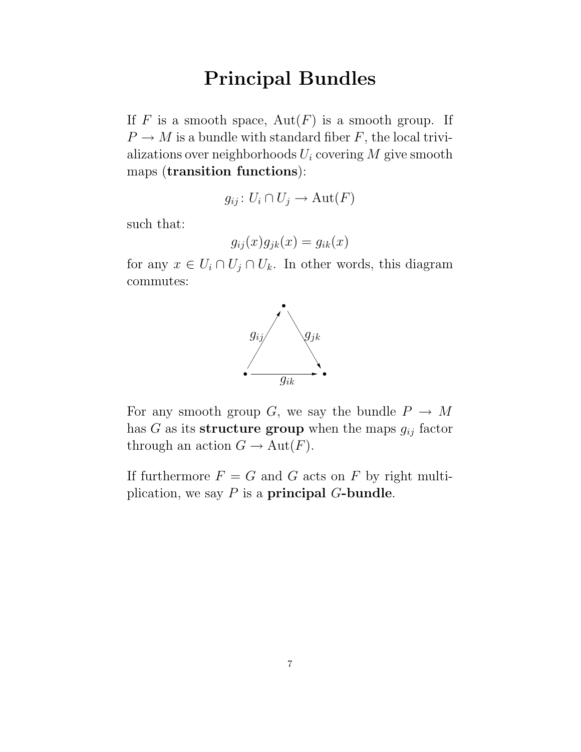# Principal Bundles

If $F$ is a smooth space, $\mathrm{Aut}(F)$ is a smooth group. If $P \to M$ is a bundle with standard fiber $F$, the local trivializations over neighborhoods $U_i$ covering $M$ give smooth maps (**transition functions**):

$$g_{ij} \colon U_i \cap U_j \to \mathrm{Aut}(F)$$

such that:

$$g_{ij}(x) g_{jk}(x) = g_{ik}(x)$$

for any $x \in U_i \cap U_j \cap U_k$. In other words, this diagram commutes:

$$\begin{array}{ccccc} & & \bullet & & \\ & {\scriptstyle g_{ij}} \nearrow & & \searrow {\scriptstyle g_{jk}} & \\ \bullet & & \xrightarrow[g_{ik}]{} & & \bullet \end{array}$$

For any smooth group $G$, we say the bundle $P \to M$ has $G$ as its **structure group** when the maps $g_{ij}$ factor through an action $G \to \mathrm{Aut}(F)$.

If furthermore $F = G$ and $G$ acts on $F$ by right multiplication, we say $P$ is a **principal $G$-bundle**.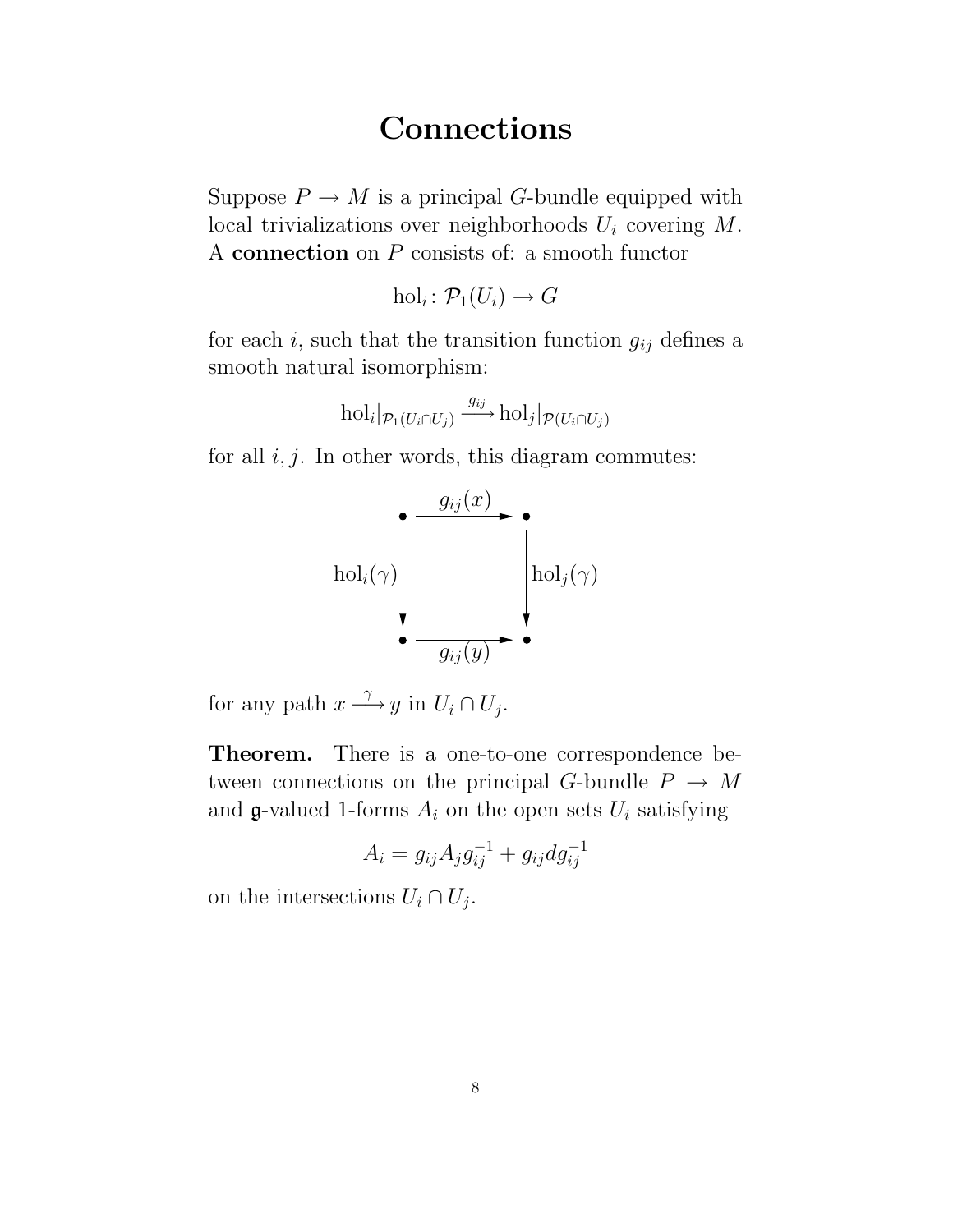# Connections

Suppose $P \to M$ is a principal $G$-bundle equipped with local trivializations over neighborhoods $U_i$ covering $M$. A **connection** on $P$ consists of: a smooth functor

$$\mathrm{hol}_i \colon \mathcal{P}_1(U_i) \to G$$

for each $i$, such that the transition function $g_{ij}$ defines a smooth natural isomorphism:

$$\mathrm{hol}_i|_{\mathcal{P}_1(U_i \cap U_j)} \xrightarrow{g_{ij}} \mathrm{hol}_j|_{\mathcal{P}(U_i \cap U_j)}$$

for all $i, j$. In other words, this diagram commutes:

$$\begin{array}{ccc} \bullet & \xrightarrow{g_{ij}(x)} & \bullet \\ {\scriptstyle \mathrm{hol}_i(\gamma)} \big\downarrow & & \big\downarrow {\scriptstyle \mathrm{hol}_j(\gamma)} \\ \bullet & \xrightarrow[g_{ij}(y)]{} & \bullet \end{array}$$

for any path $x \xrightarrow{\gamma} y$ in $U_i \cap U_j$.

**Theorem.** There is a one-to-one correspondence between connections on the principal $G$-bundle $P \to M$ and $\mathfrak{g}$-valued 1-forms $A_i$ on the open sets $U_i$ satisfying

$$A_i = g_{ij} A_j g_{ij}^{-1} + g_{ij} d g_{ij}^{-1}$$

on the intersections $U_i \cap U_j$.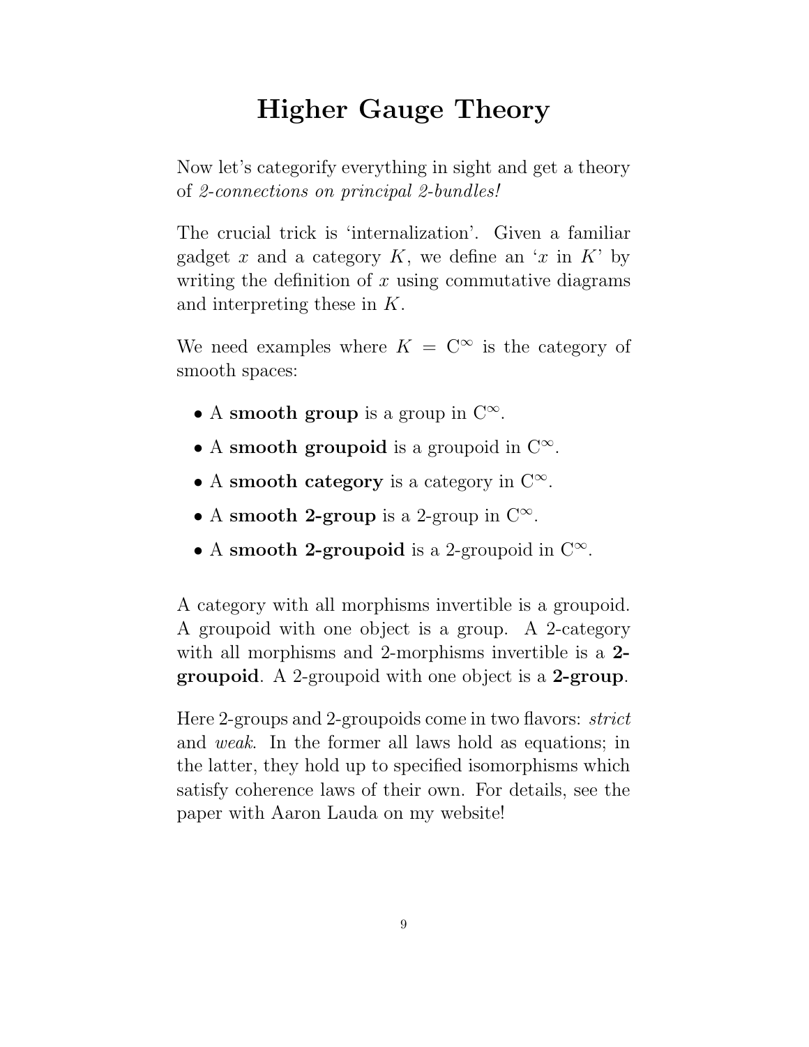# Higher Gauge Theory

Now let's categorify everything in sight and get a theory of *2-connections on principal 2-bundles!*

The crucial trick is 'internalization'. Given a familiar gadget $x$ and a category $K$, we define an '$x$ in $K$' by writing the definition of $x$ using commutative diagrams and interpreting these in $K$.

We need examples where $K = \mathrm{C}^\infty$ is the category of smooth spaces:

- A **smooth group** is a group in $\mathrm{C}^\infty$.
- A **smooth groupoid** is a groupoid in $\mathrm{C}^\infty$.
- A **smooth category** is a category in $\mathrm{C}^\infty$.
- A **smooth 2-group** is a 2-group in $\mathrm{C}^\infty$.
- A **smooth 2-groupoid** is a 2-groupoid in $\mathrm{C}^\infty$.

A category with all morphisms invertible is a groupoid. A groupoid with one object is a group. A 2-category with all morphisms and 2-morphisms invertible is a **2-groupoid**. A 2-groupoid with one object is a **2-group**.

Here 2-groups and 2-groupoids come in two flavors: *strict* and *weak*. In the former all laws hold as equations; in the latter, they hold up to specified isomorphisms which satisfy coherence laws of their own. For details, see the paper with Aaron Lauda on my website!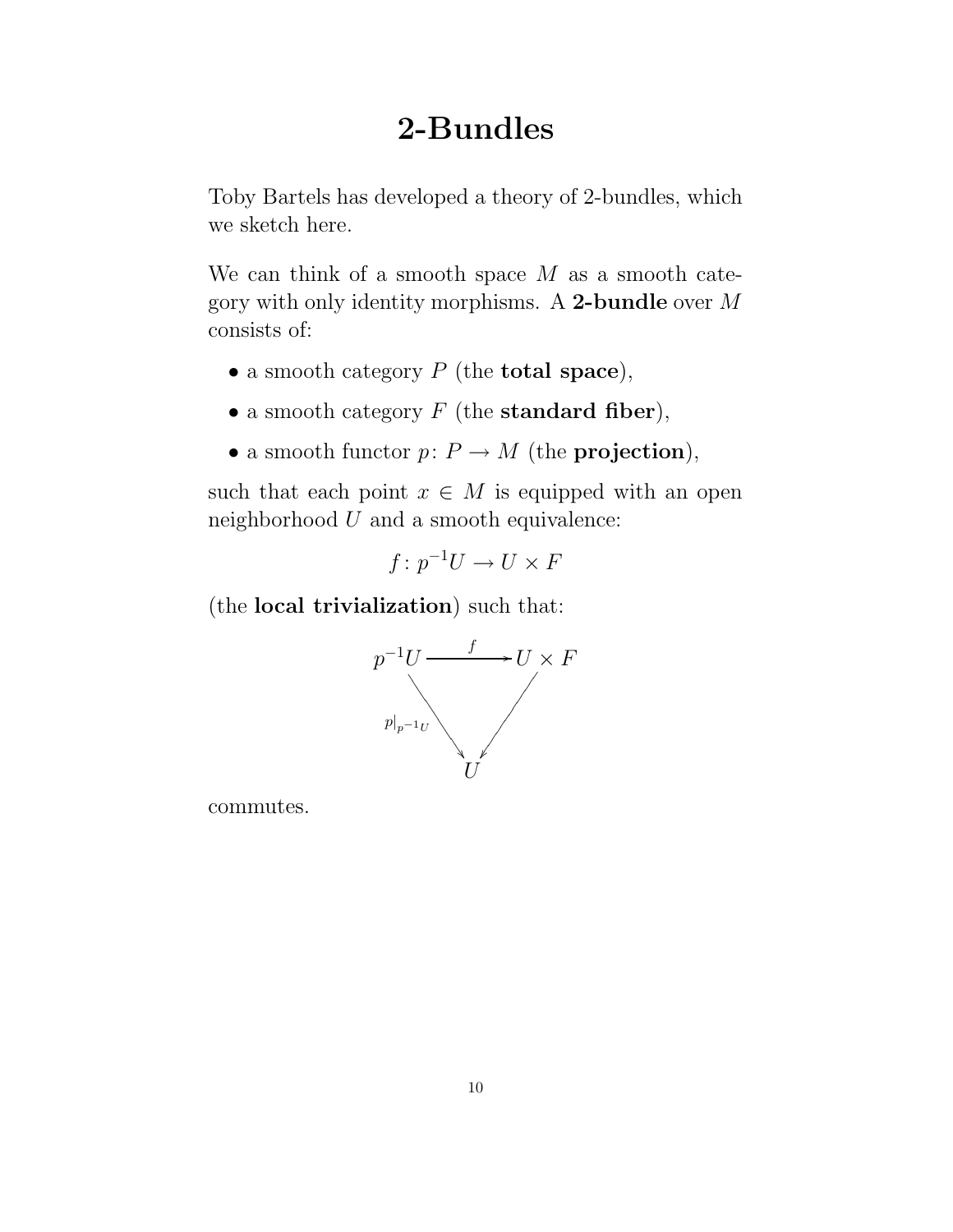# 2-Bundles

Toby Bartels has developed a theory of 2-bundles, which we sketch here.

We can think of a smooth space $M$ as a smooth category with only identity morphisms. A **2-bundle** over $M$ consists of:

- a smooth category $P$ (the **total space**),
- a smooth category $F$ (the **standard fiber**),
- a smooth functor $p \colon P \to M$ (the **projection**),

such that each point $x \in M$ is equipped with an open neighborhood $U$ and a smooth equivalence:

$$f \colon p^{-1}U \to U \times F$$

(the **local trivialization**) such that:

$$\begin{array}{ccc} p^{-1}U & \xrightarrow{\quad f \quad} & U \times F \\ & {}_{p|_{p^{-1}U}} \searrow \quad \swarrow & \\ & U & \end{array}$$

commutes.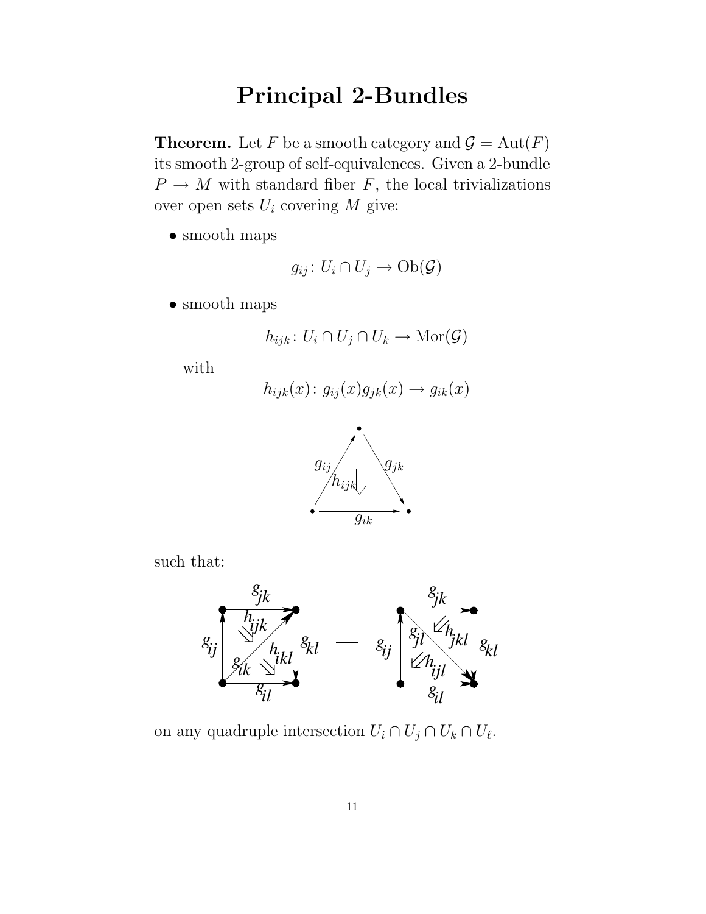# Principal 2-Bundles

**Theorem.** Let $F$ be a smooth category and $\mathcal{G} = \mathrm{Aut}(F)$ its smooth 2-group of self-equivalences. Given a 2-bundle $P \to M$ with standard fiber $F$, the local trivializations over open sets $U_i$ covering $M$ give:

- smooth maps

$$g_{ij} \colon U_i \cap U_j \to \mathrm{Ob}(\mathcal{G})$$

- smooth maps

$$h_{ijk} \colon U_i \cap U_j \cap U_k \to \mathrm{Mor}(\mathcal{G})$$

with

$$h_{ijk}(x) \colon g_{ij}(x) g_{jk}(x) \to g_{ik}(x)$$

such that:

on any quadruple intersection $U_i \cap U_j \cap U_k \cap U_\ell$.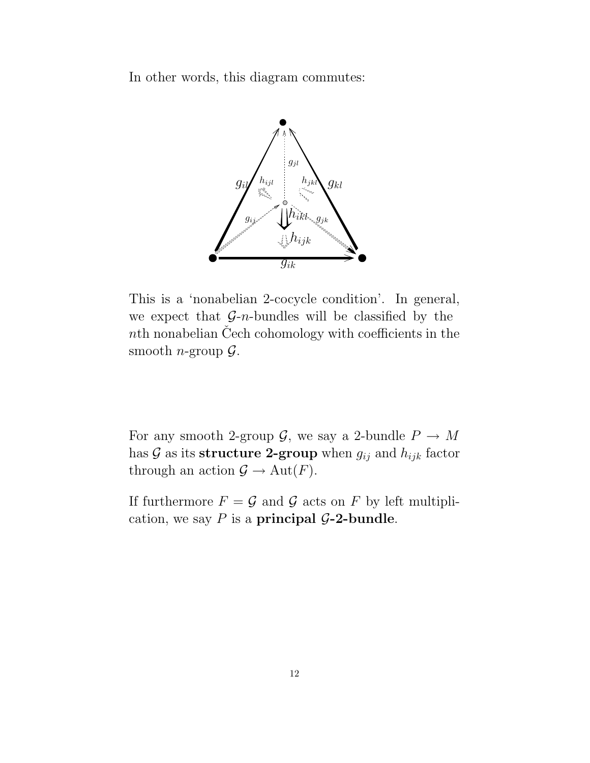In other words, this diagram commutes:

This is a 'nonabelian 2-cocycle condition'. In general, we expect that $\mathcal{G}$-$n$-bundles will be classified by the $n$th nonabelian Čech cohomology with coefficients in the smooth $n$-group $\mathcal{G}$.

For any smooth 2-group $\mathcal{G}$, we say a 2-bundle $P \to M$ has $\mathcal{G}$ as its **structure 2-group** when $g_{ij}$ and $h_{ijk}$ factor through an action $\mathcal{G} \to \mathrm{Aut}(F)$.

If furthermore $F = \mathcal{G}$ and $\mathcal{G}$ acts on $F$ by left multiplication, we say $P$ is a **principal $\mathcal{G}$-2-bundle**.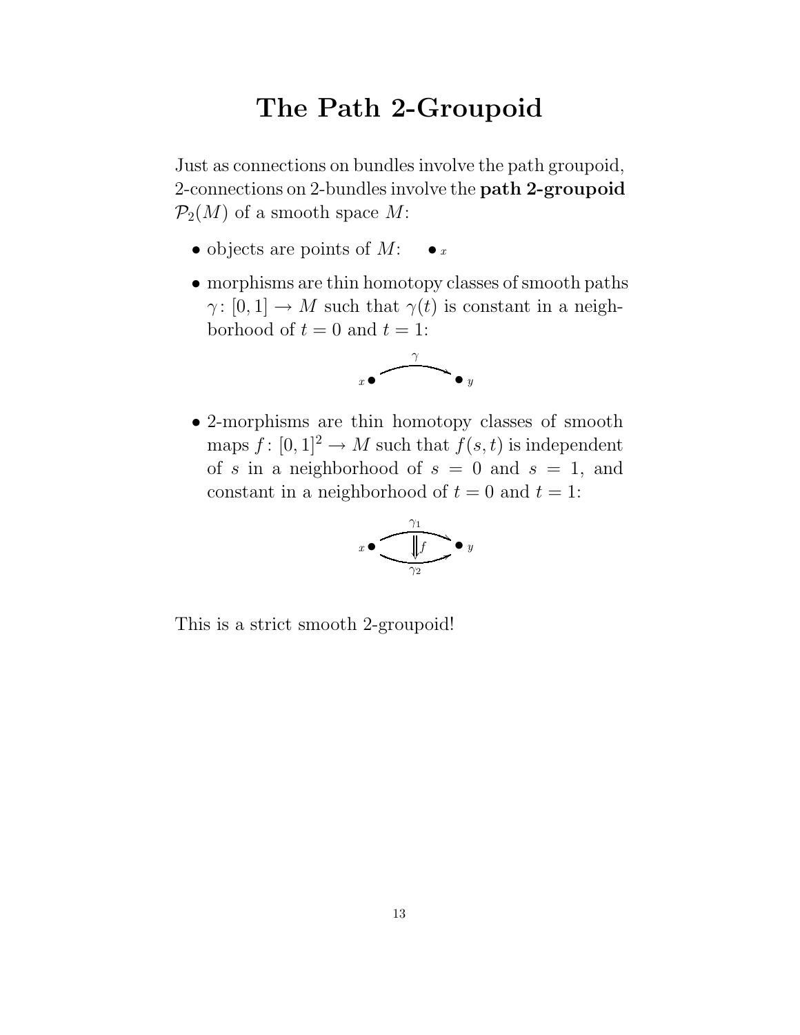# The Path 2-Groupoid

Just as connections on bundles involve the path groupoid, 2-connections on 2-bundles involve the **path 2-groupoid** $\mathcal{P}_2(M)$ of a smooth space $M$:

- objects are points of $M$: $\bullet_x$

- morphisms are thin homotopy classes of smooth paths $\gamma\colon [0,1] \to M$ such that $\gamma(t)$ is constant in a neighborhood of $t = 0$ and $t = 1$:

$$x \bullet \xrightarrow{\gamma} \bullet\, y$$

- 2-morphisms are thin homotopy classes of smooth maps $f\colon [0,1]^2 \to M$ such that $f(s,t)$ is independent of $s$ in a neighborhood of $s = 0$ and $s = 1$, and constant in a neighborhood of $t = 0$ and $t = 1$:

$$x \bullet \underset{\gamma_2}{\overset{\gamma_1}{\Downarrow f}} \bullet\, y$$

This is a strict smooth 2-groupoid!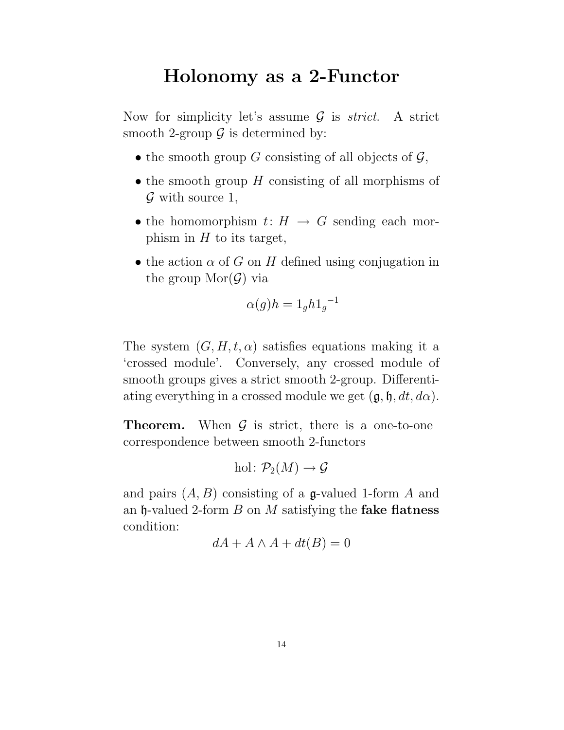# Holonomy as a 2-Functor

Now for simplicity let's assume $\mathcal{G}$ is *strict*. A strict smooth 2-group $\mathcal{G}$ is determined by:

- the smooth group $G$ consisting of all objects of $\mathcal{G}$,
- the smooth group $H$ consisting of all morphisms of $\mathcal{G}$ with source 1,
- the homomorphism $t \colon H \to G$ sending each morphism in $H$ to its target,
- the action $\alpha$ of $G$ on $H$ defined using conjugation in the group $\mathrm{Mor}(\mathcal{G})$ via

$$\alpha(g)h = 1_g h {1_g}^{-1}$$

The system $(G, H, t, \alpha)$ satisfies equations making it a 'crossed module'. Conversely, any crossed module of smooth groups gives a strict smooth 2-group. Differentiating everything in a crossed module we get $(\mathfrak{g}, \mathfrak{h}, dt, d\alpha)$.

**Theorem.** When $\mathcal{G}$ is strict, there is a one-to-one correspondence between smooth 2-functors

$$\mathrm{hol} \colon \mathcal{P}_2(M) \to \mathcal{G}$$

and pairs $(A, B)$ consisting of a $\mathfrak{g}$-valued 1-form $A$ and an $\mathfrak{h}$-valued 2-form $B$ on $M$ satisfying the **fake flatness** condition:

$$dA + A \wedge A + dt(B) = 0$$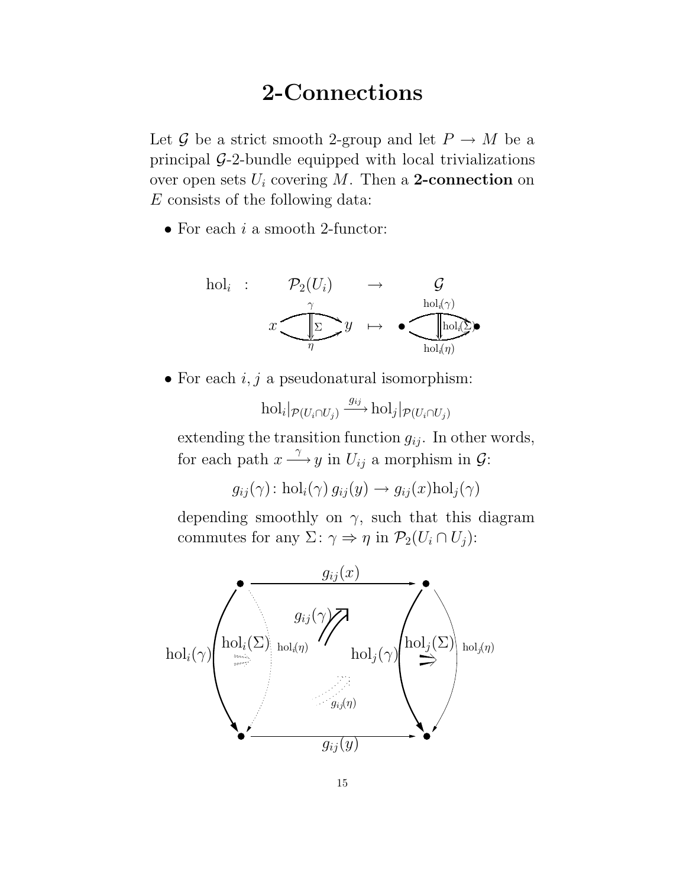# 2-Connections

Let $\mathcal{G}$ be a strict smooth 2-group and let $P \to M$ be a principal $\mathcal{G}$-2-bundle equipped with local trivializations over open sets $U_i$ covering $M$. Then a **2-connection** on $E$ consists of the following data:

- For each $i$ a smooth 2-functor:

$$\mathrm{hol}_i \ : \ \mathcal{P}_2(U_i) \to \mathcal{G}$$

$$x \underset{\eta}{\overset{\gamma}{\Downarrow \Sigma}} y \ \mapsto \ \bullet \underset{\mathrm{hol}_i(\eta)}{\overset{\mathrm{hol}_i(\gamma)}{\Downarrow \mathrm{hol}_i(\Sigma)}} \bullet$$

- For each $i, j$ a pseudonatural isomorphism:

$$\mathrm{hol}_i|_{\mathcal{P}(U_i \cap U_j)} \xrightarrow{g_{ij}} \mathrm{hol}_j|_{\mathcal{P}(U_i \cap U_j)}$$

  extending the transition function $g_{ij}$. In other words, for each path $x \xrightarrow{\gamma} y$ in $U_{ij}$ a morphism in $\mathcal{G}$:

$$g_{ij}(\gamma) \colon \mathrm{hol}_i(\gamma)\, g_{ij}(y) \to g_{ij}(x) \mathrm{hol}_j(\gamma)$$

  depending smoothly on $\gamma$, such that this diagram commutes for any $\Sigma \colon \gamma \Rightarrow \eta$ in $\mathcal{P}_2(U_i \cap U_j)$:

$$\begin{array}{ccc} \bullet & \xrightarrow{g_{ij}(x)} & \bullet \\ \mathrm{hol}_i(\gamma) \downarrow \overset{\mathrm{hol}_i(\Sigma)}{\Rightarrow} \downarrow \mathrm{hol}_i(\eta) & \overset{g_{ij}(\gamma)}{\Nearrow} \ \ \overset{g_{ij}(\eta)}{\Nearrow} & \mathrm{hol}_j(\gamma) \downarrow \overset{\mathrm{hol}_j(\Sigma)}{\Rightarrow} \downarrow \mathrm{hol}_j(\eta) \\ \bullet & \xrightarrow{g_{ij}(y)} & \bullet \end{array}$$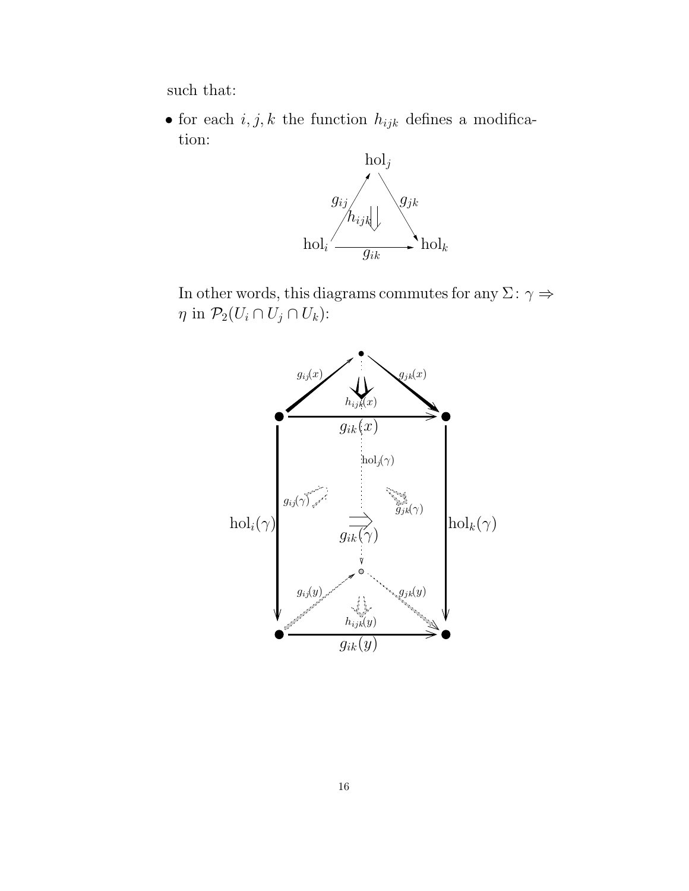such that:

- for each $i, j, k$ the function $h_{ijk}$ defines a modification:

$$\begin{array}{c} \mathrm{hol}_j \\ {\scriptstyle g_{ij}} \nearrow \quad \Downarrow h_{ijk} \quad \searrow {\scriptstyle g_{jk}} \\ \mathrm{hol}_i \xrightarrow[g_{ik}]{} \mathrm{hol}_k \end{array}$$

  In other words, this diagrams commutes for any $\Sigma\colon \gamma \Rightarrow \eta$ in $\mathcal{P}_2(U_i \cap U_j \cap U_k)$:

$g_{ij}(x)$, $g_{jk}(x)$, $h_{ijk}(x)$, $g_{ik}(x)$, $\mathrm{hol}_j(\gamma)$, $g_{ij}(\gamma)$, $g_{jk}(\gamma)$, $\mathrm{hol}_i(\gamma)$, $\mathrm{hol}_k(\gamma)$, $g_{ik}(\gamma)$, $g_{ij}(y)$, $g_{jk}(y)$, $h_{ijk}(y)$, $g_{ik}(y)$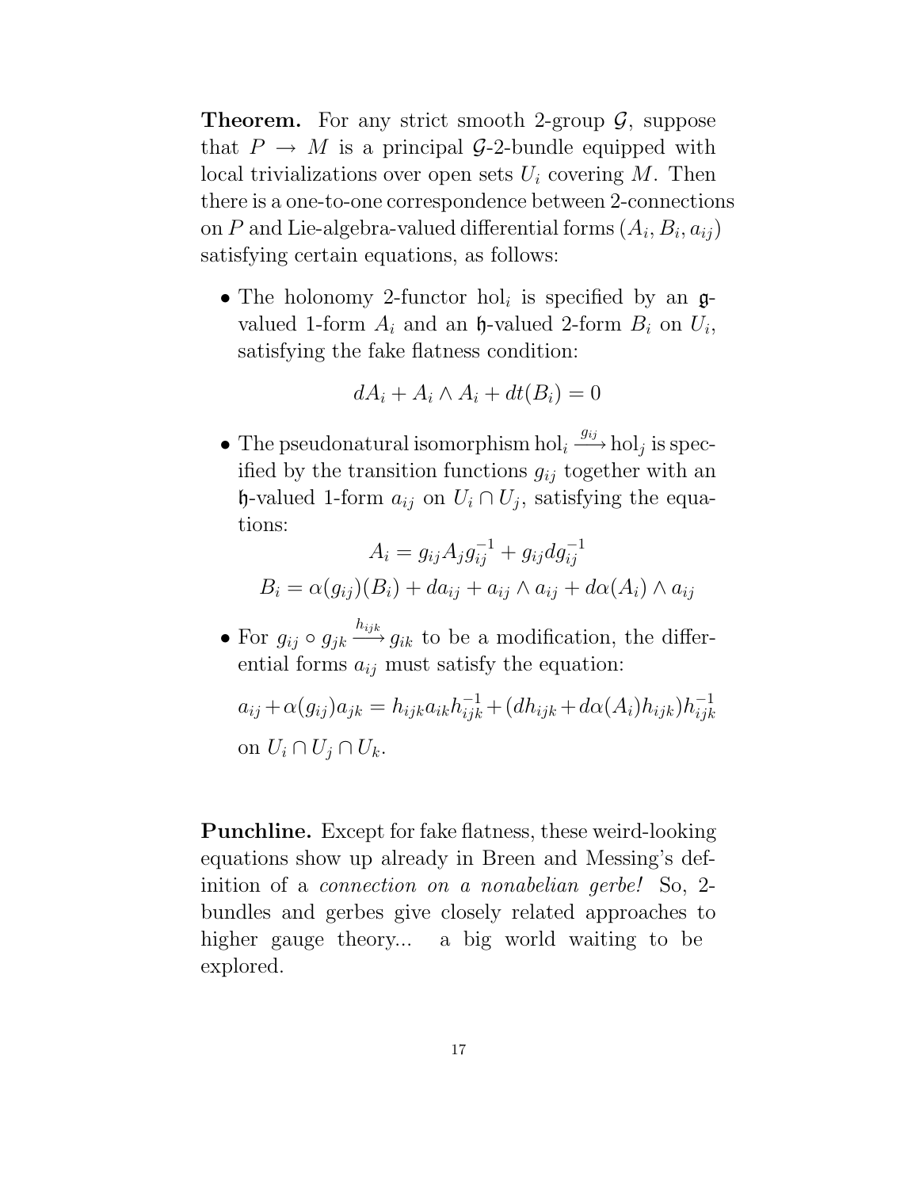**Theorem.** For any strict smooth 2-group $\mathcal{G}$, suppose that $P \to M$ is a principal $\mathcal{G}$-2-bundle equipped with local trivializations over open sets $U_i$ covering $M$. Then there is a one-to-one correspondence between 2-connections on $P$ and Lie-algebra-valued differential forms $(A_i, B_i, a_{ij})$ satisfying certain equations, as follows:

- The holonomy 2-functor $\mathrm{hol}_i$ is specified by an $\mathfrak{g}$-valued 1-form $A_i$ and an $\mathfrak{h}$-valued 2-form $B_i$ on $U_i$, satisfying the fake flatness condition:

$$dA_i + A_i \wedge A_i + dt(B_i) = 0$$

- The pseudonatural isomorphism $\mathrm{hol}_i \xrightarrow{g_{ij}} \mathrm{hol}_j$ is specified by the transition functions $g_{ij}$ together with an $\mathfrak{h}$-valued 1-form $a_{ij}$ on $U_i \cap U_j$, satisfying the equations:

$$A_i = g_{ij} A_j g_{ij}^{-1} + g_{ij} dg_{ij}^{-1}$$

$$B_i = \alpha(g_{ij})(B_i) + da_{ij} + a_{ij} \wedge a_{ij} + d\alpha(A_i) \wedge a_{ij}$$

- For $g_{ij} \circ g_{jk} \xrightarrow{h_{ijk}} g_{ik}$ to be a modification, the differential forms $a_{ij}$ must satisfy the equation:

$$a_{ij} + \alpha(g_{ij}) a_{jk} = h_{ijk} a_{ik} h_{ijk}^{-1} + (dh_{ijk} + d\alpha(A_i) h_{ijk}) h_{ijk}^{-1}$$

  on $U_i \cap U_j \cap U_k$.

**Punchline.** Except for fake flatness, these weird-looking equations show up already in Breen and Messing's definition of a *connection on a nonabelian gerbe!* So, 2-bundles and gerbes give closely related approaches to higher gauge theory... a big world waiting to be explored.